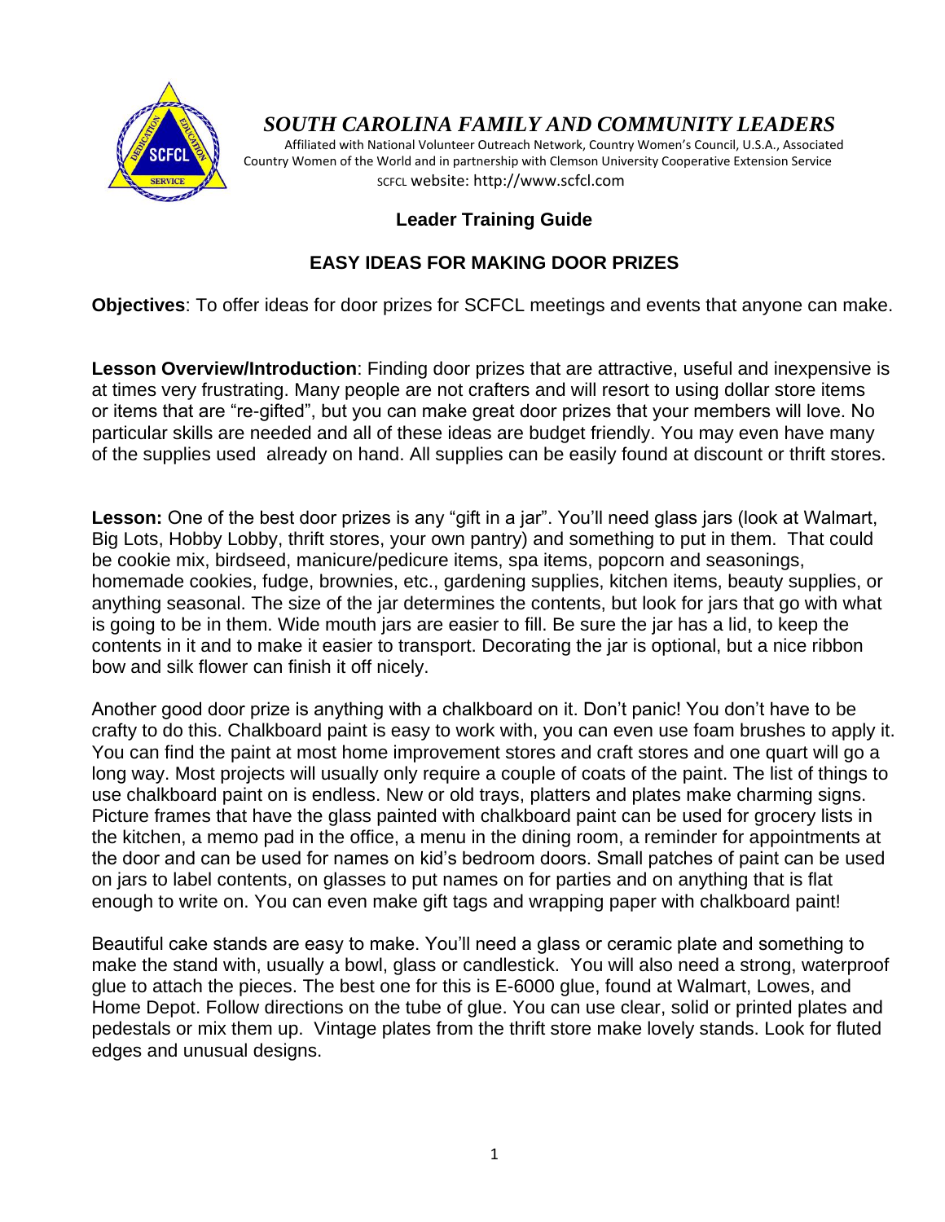# *SOUTH CAROLINA FAMILY AND COMMUNITY LEADERS*

Affiliated with National Volunteer Outreach Network, Country Women's Council, U.S.A., Associated Country Women of the World and in partnership with Clemson University Cooperative Extension Service

SCFCL website: http://www.scfcl.com

## Leader Training Guide

## EASY IDEAS FOR MAKING DOOR PRIZES

**Objectives**: To offer ideas for door prizes for SCFCL meetings and events that anyone can make.

**Lesson Overview/Introduction**: Finding door prizes that are attractive, useful and inexpensive is at times very frustrating. Many people are not crafters and will resort to using dollar store items or items that are "re-gifted", but you can make great door prizes that your members will love. No particular skills are needed and all of these ideas are budget friendly. You may even have many of the supplies used already on hand. All supplies can be easily found at discount or thrift stores.

**Lesson:** One of the best door prizes is any "gift in a jar". You'll need glass jars (look at Walmart, Big Lots, Hobby Lobby, thrift stores, your own pantry) and something to put in them. That could be cookie mix, birdseed, manicure/pedicure items, spa items, popcorn and seasonings, homemade cookies, fudge, brownies, etc., gardening supplies, kitchen items, beauty supplies, or anything seasonal. The size of the jar determines the contents, but look for jars that go with what is going to be in them. Wide mouth jars are easier to fill. Be sure the jar has a lid, to keep the contents in it and to make it easier to transport. Decorating the jar is optional, but a nice ribbon bow and silk flower can finish it off nicely.

Another good door prize is anything with a chalkboard on it. Don't panic! You don't have to be crafty to do this. Chalkboard paint is easy to work with, you can even use foam brushes to apply it. You can find the paint at most home improvement stores and craft stores and one quart will go a long way. Most projects will usually only require a couple of coats of the paint. The list of things to use chalkboard paint on is endless. New or old trays, platters and plates make charming signs. Picture frames that have the glass painted with chalkboard paint can be used for grocery lists in the kitchen, a memo pad in the office, a menu in the dining room, a reminder for appointments at the door and can be used for names on kid's bedroom doors. Small patches of paint can be used on jars to label contents, on glasses to put names on for parties and on anything that is flat enough to write on. You can even make gift tags and wrapping paper with chalkboard paint!

Beautiful cake stands are easy to make. You'll need a glass or ceramic plate and something to make the stand with, usually a bowl, glass or candlestick. You will also need a strong, waterproof glue to attach the pieces. The best one for this is E-6000 glue, found at Walmart, Lowes, and Home Depot. Follow directions on the tube of glue. You can use clear, solid or printed plates and pedestals or mix them up. Vintage plates from the thrift store make lovely stands. Look for fluted edges and unusual designs.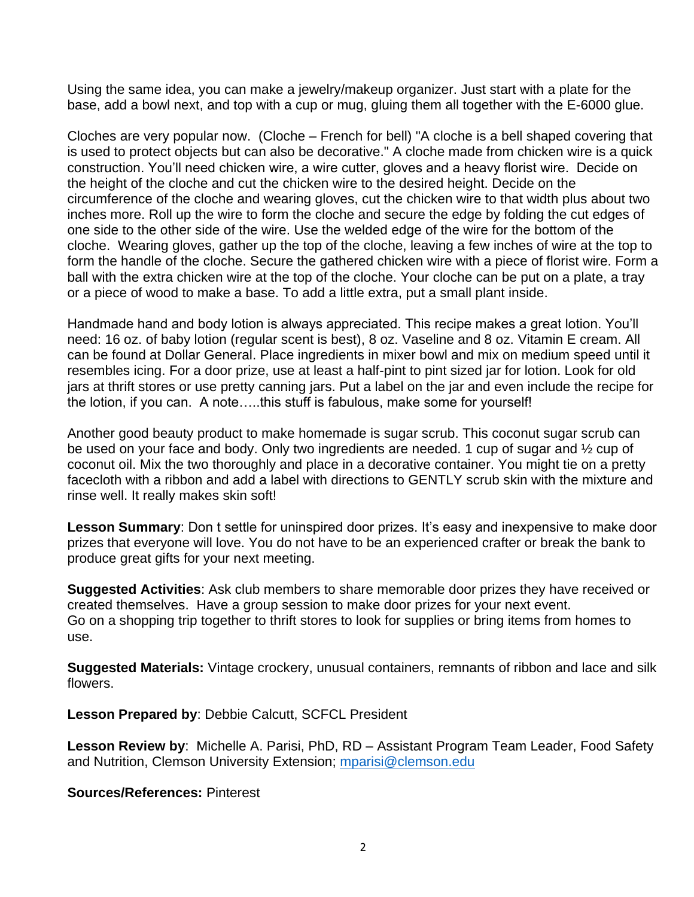Using the same idea, you can make a jewelry/makeup organizer. Just start with a plate for the base, add a bowl next, and top with a cup or mug, gluing them all together with the E-6000 glue.

Cloches are very popular now. (Cloche – French for bell) "A cloche is a bell shaped covering that is used to protect objects but can also be decorative." A cloche made from chicken wire is a quick construction. You'll need chicken wire, a wire cutter, gloves and a heavy florist wire. Decide on the height of the cloche and cut the chicken wire to the desired height. Decide on the circumference of the cloche and wearing gloves, cut the chicken wire to that width plus about two inches more. Roll up the wire to form the cloche and secure the edge by folding the cut edges of one side to the other side of the wire. Use the welded edge of the wire for the bottom of the cloche. Wearing gloves, gather up the top of the cloche, leaving a few inches of wire at the top to form the handle of the cloche. Secure the gathered chicken wire with a piece of florist wire. Form a ball with the extra chicken wire at the top of the cloche. Your cloche can be put on a plate, a tray or a piece of wood to make a base. To add a little extra, put a small plant inside.

Handmade hand and body lotion is always appreciated. This recipe makes a great lotion. You'll need: 16 oz. of baby lotion (regular scent is best), 8 oz. Vaseline and 8 oz. Vitamin E cream. All can be found at Dollar General. Place ingredients in mixer bowl and mix on medium speed until it resembles icing. For a door prize, use at least a half-pint to pint sized jar for lotion. Look for old jars at thrift stores or use pretty canning jars. Put a label on the jar and even include the recipe for the lotion, if you can. A note…..this stuff is fabulous, make some for yourself!

Another good beauty product to make homemade is sugar scrub. This coconut sugar scrub can be used on your face and body. Only two ingredients are needed. 1 cup of sugar and ½ cup of coconut oil. Mix the two thoroughly and place in a decorative container. You might tie on a pretty facecloth with a ribbon and add a label with directions to GENTLY scrub skin with the mixture and rinse well. It really makes skin soft!

**Lesson Summary**: Don t settle for uninspired door prizes. It's easy and inexpensive to make door prizes that everyone will love. You do not have to be an experienced crafter or break the bank to produce great gifts for your next meeting.

**Suggested Activities**: Ask club members to share memorable door prizes they have received or created themselves. Have a group session to make door prizes for your next event.
Go on a shopping trip together to thrift stores to look for supplies or bring items from homes to use.

**Suggested Materials:** Vintage crockery, unusual containers, remnants of ribbon and lace and silk flowers.

**Lesson Prepared by**: Debbie Calcutt, SCFCL President

**Lesson Review by**: Michelle A. Parisi, PhD, RD – Assistant Program Team Leader, Food Safety and Nutrition, Clemson University Extension; [mparisi@clemson.edu](mailto:mparisi@clemson.edu)

**Sources/References:** Pinterest